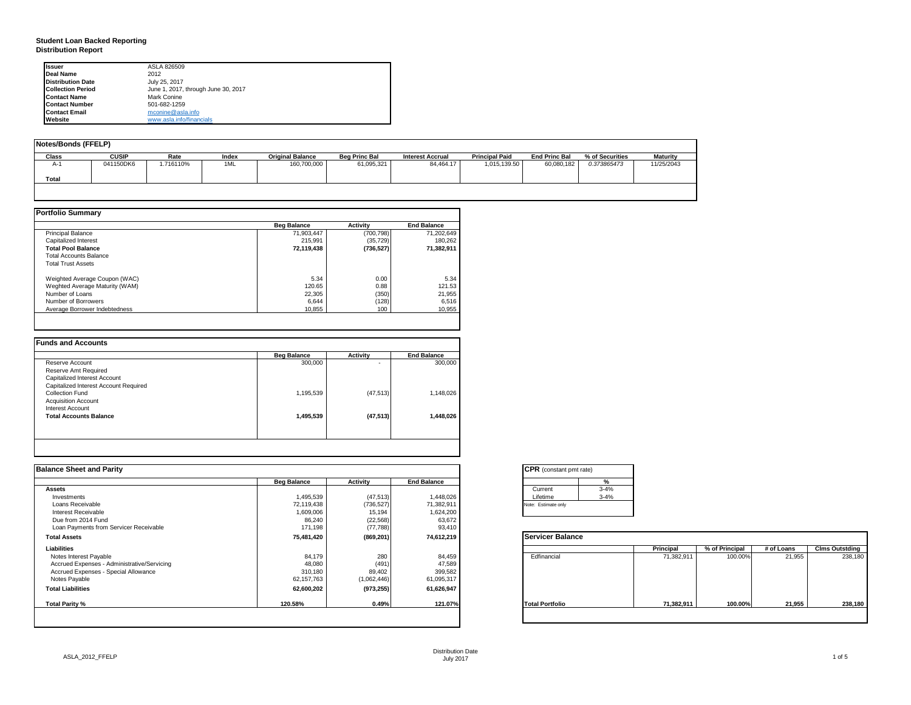# Student Loan Backed Reporting
## Distribution Report

| | |
|---|---|
| **Issuer** | ASLA 826509 |
| **Deal Name** | 2012 |
| **Distribution Date** | July 25, 2017 |
| **Collection Period** | June 1, 2017, through June 30, 2017 |
| **Contact Name** | Mark Conine |
| **Contact Number** | 501-682-1259 |
| **Contact Email** | mconine@asla.info |
| **Website** | www.asla.info/financials |

### Notes/Bonds (FFELP)

| Class | CUSIP | Rate | Index | Original Balance | Beg Princ Bal | Interest Accrual | Principal Paid | End Princ Bal | % of Securities | Maturity |
|---|---|---|---|---|---|---|---|---|---|---|
| A-1 | 041150DK6 | 1.716110% | 1ML | 160,700,000 | 61,095,321 | 84,464.17 | 1,015,139.50 | 60,080,182 | *0.373865473* | 11/25/2043 |
| **Total** | | | | | | | | | | |

### Portfolio Summary

| | Beg Balance | Activity | End Balance |
|---|---|---|---|
| Principal Balance | 71,903,447 | (700,798) | 71,202,649 |
| Capitalized Interest | 215,991 | (35,729) | 180,262 |
| **Total Pool Balance** | **72,119,438** | **(736,527)** | **71,382,911** |
| Total Accounts Balance | | | |
| Total Trust Assets | | | |
| | | | |
| Weghted Average Coupon (WAC) | 5.34 | 0.00 | 5.34 |
| Weghted Average Maturity (WAM) | 120.65 | 0.88 | 121.53 |
| Number of Loans | 22,305 | (350) | 21,955 |
| Number of Borrowers | 6,644 | (128) | 6,516 |
| Average Borrower Indebtedness | 10,855 | 100 | 10,955 |

### Funds and Accounts

| | Beg Balance | Activity | End Balance |
|---|---|---|---|
| Reserve Account | 300,000 | - | 300,000 |
| Reserve Amt Required | | | |
| Capitalized Interest Account | | | |
| Capitalized Interest Account Required | | | |
| Collection Fund | 1,195,539 | (47,513) | 1,148,026 |
| Acquisition Account | | | |
| Interest Account | | | |
| **Total Accounts Balance** | **1,495,539** | **(47,513)** | **1,448,026** |

### Balance Sheet and Parity

| | Beg Balance | Activity | End Balance |
|---|---|---|---|
| **Assets** | | | |
| Investments | 1,495,539 | (47,513) | 1,448,026 |
| Loans Receivable | 72,119,438 | (736,527) | 71,382,911 |
| Interest Receivable | 1,609,006 | 15,194 | 1,624,200 |
| Due from 2014 Fund | 86,240 | (22,568) | 63,672 |
| Loan Payments from Servicer Receivable | 171,198 | (77,788) | 93,410 |
| **Total Assets** | **75,481,420** | **(869,201)** | **74,612,219** |
| **Liabilities** | | | |
| Notes Interest Payable | 84,179 | 280 | 84,459 |
| Accrued Expenses - Administrative/Servicing | 48,080 | (491) | 47,589 |
| Accrued Expenses - Special Allowance | 310,180 | 89,402 | 399,582 |
| Notes Payable | 62,157,763 | (1,062,446) | 61,095,317 |
| **Total Liabilities** | **62,600,202** | **(973,255)** | **61,626,947** |
| **Total Parity %** | **120.58%** | **0.49%** | **121.07%** |

### CPR (constant pmt rate)

| | % |
|---|---|
| Current | 3-4% |
| Lifetime | 3-4% |

Note: Estimate only

### Servicer Balance

| | Principal | % of Principal | # of Loans | Clms Outstding |
|---|---|---|---|---|
| Edfinancial | 71,382,911 | 100.00% | 21,955 | 238,180 |
| **Total Portfolio** | **71,382,911** | **100.00%** | **21,955** | **238,180** |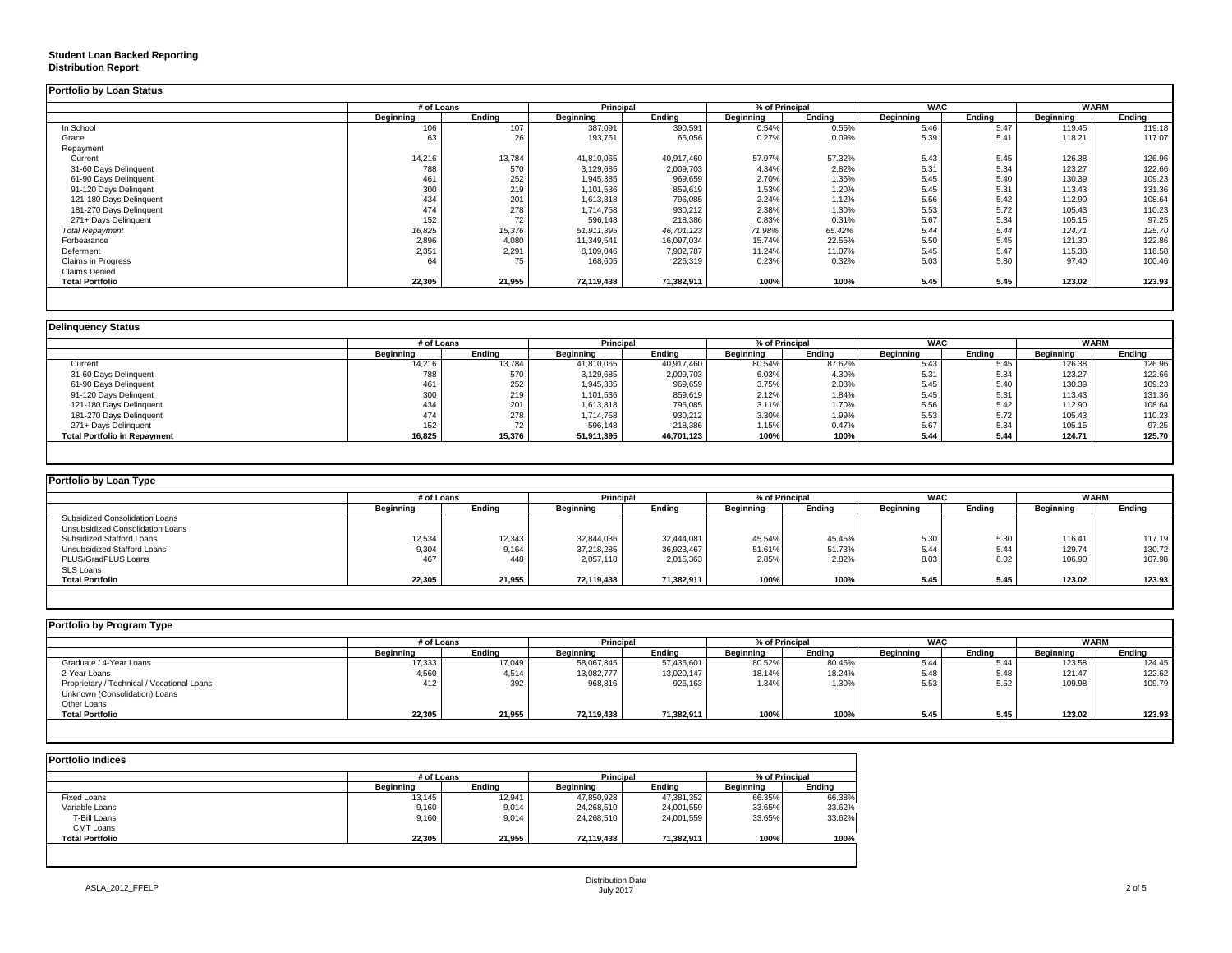**Student Loan Backed Reporting**
**Distribution Report**

### Portfolio by Loan Status

| | # of Loans | | Principal | | % of Principal | | WAC | | WARM | |
|---|---|---|---|---|---|---|---|---|---|---|
| | Beginning | Ending | Beginning | Ending | Beginning | Ending | Beginning | Ending | Beginning | Ending |
| In School | 106 | 107 | 387,091 | 390,591 | 0.54% | 0.55% | 5.46 | 5.47 | 119.45 | 119.18 |
| Grace | 63 | 26 | 193,761 | 65,056 | 0.27% | 0.09% | 5.39 | 5.41 | 118.21 | 117.07 |
| Repayment | | | | | | | | | | |
| Current | 14,216 | 13,784 | 41,810,065 | 40,917,460 | 57.97% | 57.32% | 5.43 | 5.45 | 126.38 | 126.96 |
| 31-60 Days Delinquent | 788 | 570 | 3,129,685 | 2,009,703 | 4.34% | 2.82% | 5.31 | 5.34 | 123.27 | 122.66 |
| 61-90 Days Delinquent | 461 | 252 | 1,945,385 | 969,659 | 2.70% | 1.36% | 5.45 | 5.40 | 130.39 | 109.23 |
| 91-120 Days Delingent | 300 | 219 | 1,101,536 | 859,619 | 1.53% | 1.20% | 5.45 | 5.31 | 113.43 | 131.36 |
| 121-180 Days Delinquent | 434 | 201 | 1,613,818 | 796,085 | 2.24% | 1.12% | 5.56 | 5.42 | 112.90 | 108.64 |
| 181-270 Days Delinquent | 474 | 278 | 1,714,758 | 930,212 | 2.38% | 1.30% | 5.53 | 5.72 | 105.43 | 110.23 |
| 271+ Days Delinquent | 152 | 72 | 596,148 | 218,386 | 0.83% | 0.31% | 5.67 | 5.34 | 105.15 | 97.25 |
| *Total Repayment* | *16,825* | *15,376* | *51,911,395* | *46,701,123* | *71.98%* | *65.42%* | *5.44* | *5.44* | *124.71* | *125.70* |
| Forbearance | 2,896 | 4,080 | 11,349,541 | 16,097,034 | 15.74% | 22.55% | 5.50 | 5.45 | 121.30 | 122.86 |
| Deferment | 2,351 | 2,291 | 8,109,046 | 7,902,787 | 11.24% | 11.07% | 5.45 | 5.47 | 115.38 | 116.58 |
| Claims in Progress | 64 | 75 | 168,605 | 226,319 | 0.23% | 0.32% | 5.03 | 5.80 | 97.40 | 100.46 |
| Claims Denied | | | | | | | | | | |
| **Total Portfolio** | **22,305** | **21,955** | **72,119,438** | **71,382,911** | **100%** | **100%** | **5.45** | **5.45** | **123.02** | **123.93** |

### Delinquency Status

| | # of Loans | | Principal | | % of Principal | | WAC | | WARM | |
|---|---|---|---|---|---|---|---|---|---|---|
| | Beginning | Ending | Beginning | Ending | Beginning | Ending | Beginning | Ending | Beginning | Ending |
| Current | 14,216 | 13,784 | 41,810,065 | 40,917,460 | 80.54% | 87.62% | 5.43 | 5.45 | 126.38 | 126.96 |
| 31-60 Days Delinquent | 788 | 570 | 3,129,685 | 2,009,703 | 6.03% | 4.30% | 5.31 | 5.34 | 123.27 | 122.66 |
| 61-90 Days Delinquent | 461 | 252 | 1,945,385 | 969,659 | 3.75% | 2.08% | 5.45 | 5.40 | 130.39 | 109.23 |
| 91-120 Days Delingent | 300 | 219 | 1,101,536 | 859,619 | 2.12% | 1.84% | 5.45 | 5.31 | 113.43 | 131.36 |
| 121-180 Days Delinquent | 434 | 201 | 1,613,818 | 796,085 | 3.11% | 1.70% | 5.56 | 5.42 | 112.90 | 108.64 |
| 181-270 Days Delinquent | 474 | 278 | 1,714,758 | 930,212 | 3.30% | 1.99% | 5.53 | 5.72 | 105.43 | 110.23 |
| 271+ Days Delinquent | 152 | 72 | 596,148 | 218,386 | 1.15% | 0.47% | 5.67 | 5.34 | 105.15 | 97.25 |
| **Total Portfolio in Repayment** | **16,825** | **15,376** | **51,911,395** | **46,701,123** | **100%** | **100%** | **5.44** | **5.44** | **124.71** | **125.70** |

### Portfolio by Loan Type

| | # of Loans | | Principal | | % of Principal | | WAC | | WARM | |
|---|---|---|---|---|---|---|---|---|---|---|
| | Beginning | Ending | Beginning | Ending | Beginning | Ending | Beginning | Ending | Beginning | Ending |
| Subsidized Consolidation Loans | | | | | | | | | | |
| Unsubsidized Consolidation Loans | | | | | | | | | | |
| Subsidized Stafford Loans | 12,534 | 12,343 | 32,844,036 | 32,444,081 | 45.54% | 45.45% | 5.30 | 5.30 | 116.41 | 117.19 |
| Unsubsidized Stafford Loans | 9,304 | 9,164 | 37,218,285 | 36,923,467 | 51.61% | 51.73% | 5.44 | 5.44 | 129.74 | 130.72 |
| PLUS/GradPLUS Loans | 467 | 448 | 2,057,118 | 2,015,363 | 2.85% | 2.82% | 8.03 | 8.02 | 106.90 | 107.98 |
| SLS Loans | | | | | | | | | | |
| **Total Portfolio** | **22,305** | **21,955** | **72,119,438** | **71,382,911** | **100%** | **100%** | **5.45** | **5.45** | **123.02** | **123.93** |

### Portfolio by Program Type

| | # of Loans | | Principal | | % of Principal | | WAC | | WARM | |
|---|---|---|---|---|---|---|---|---|---|---|
| | Beginning | Ending | Beginning | Ending | Beginning | Ending | Beginning | Ending | Beginning | Ending |
| Graduate / 4-Year Loans | 17,333 | 17,049 | 58,067,845 | 57,436,601 | 80.52% | 80.46% | 5.44 | 5.44 | 123.58 | 124.45 |
| 2-Year Loans | 4,560 | 4,514 | 13,082,777 | 13,020,147 | 18.14% | 18.24% | 5.48 | 5.48 | 121.47 | 122.62 |
| Proprietary / Technical / Vocational Loans | 412 | 392 | 968,816 | 926,163 | 1.34% | 1.30% | 5.53 | 5.52 | 109.98 | 109.79 |
| Unknown (Consolidation) Loans | | | | | | | | | | |
| Other Loans | | | | | | | | | | |
| **Total Portfolio** | **22,305** | **21,955** | **72,119,438** | **71,382,911** | **100%** | **100%** | **5.45** | **5.45** | **123.02** | **123.93** |

### Portfolio Indices

| | # of Loans | | Principal | | % of Principal | |
|---|---|---|---|---|---|---|
| | Beginning | Ending | Beginning | Ending | Beginning | Ending |
| Fixed Loans | 13,145 | 12,941 | 47,850,928 | 47,381,352 | 66.35% | 66.38% |
| Variable Loans | 9,160 | 9,014 | 24,268,510 | 24,001,559 | 33.65% | 33.62% |
| T-Bill Loans | 9,160 | 9,014 | 24,268,510 | 24,001,559 | 33.65% | 33.62% |
| CMT Loans | | | | | | |
| **Total Portfolio** | **22,305** | **21,955** | **72,119,438** | **71,382,911** | **100%** | **100%** |

ASLA_2012_FFELP

Distribution Date
July 2017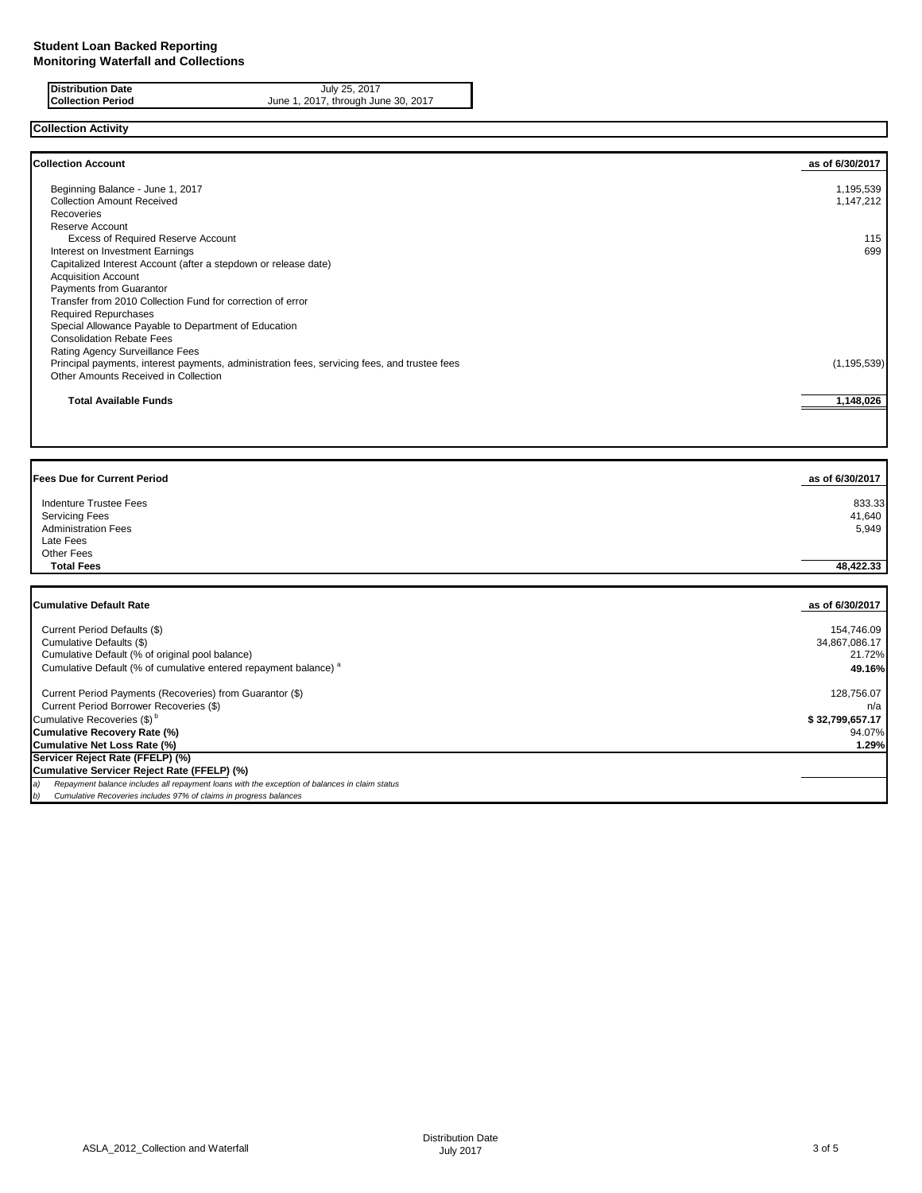**Student Loan Backed Reporting**
**Monitoring Waterfall and Collections**

| | |
|---|---|
| **Distribution Date** | July 25, 2017 |
| **Collection Period** | June 1, 2017, through June 30, 2017 |

## Collection Activity

| **Collection Account** | **as of 6/30/2017** |
|---|---|
| Beginning Balance - June 1, 2017 | 1,195,539 |
| Collection Amount Received | 1,147,212 |
| Recoveries | |
| Reserve Account | |
| Excess of Required Reserve Account | 115 |
| Interest on Investment Earnings | 699 |
| Capitalized Interest Account (after a stepdown or release date) | |
| Acquisition Account | |
| Payments from Guarantor | |
| Transfer from 2010 Collection Fund for correction of error | |
| Required Repurchases | |
| Special Allowance Payable to Department of Education | |
| Consolidation Rebate Fees | |
| Rating Agency Surveillance Fees | |
| Principal payments, interest payments, administration fees, servicing fees, and trustee fees | (1,195,539) |
| Other Amounts Received in Collection | |
| **Total Available Funds** | **1,148,026** |

| **Fees Due for Current Period** | **as of 6/30/2017** |
|---|---|
| Indenture Trustee Fees | 833.33 |
| Servicing Fees | 41,640 |
| Administration Fees | 5,949 |
| Late Fees | |
| Other Fees | |
| **Total Fees** | **48,422.33** |

| **Cumulative Default Rate** | **as of 6/30/2017** |
|---|---|
| Current Period Defaults ($) | 154,746.09 |
| Cumulative Defaults ($) | 34,867,086.17 |
| Cumulative Default (% of original pool balance) | 21.72% |
| Cumulative Default (% of cumulative entered repayment balance) [a] | **49.16%** |
| Current Period Payments (Recoveries) from Guarantor ($) | 128,756.07 |
| Current Period Borrower Recoveries ($) | n/a |
| Cumulative Recoveries ($) [b] | **$ 32,799,657.17** |
| **Cumulative Recovery Rate (%)** | 94.07% |
| **Cumulative Net Loss Rate (%)** | **1.29%** |
| **Servicer Reject Rate (FFELP) (%)** | |
| **Cumulative Servicer Reject Rate (FFELP) (%)** | |

*a) Repayment balance includes all repayment loans with the exception of balances in claim status*

*b) Cumulative Recoveries includes 97% of claims in progress balances*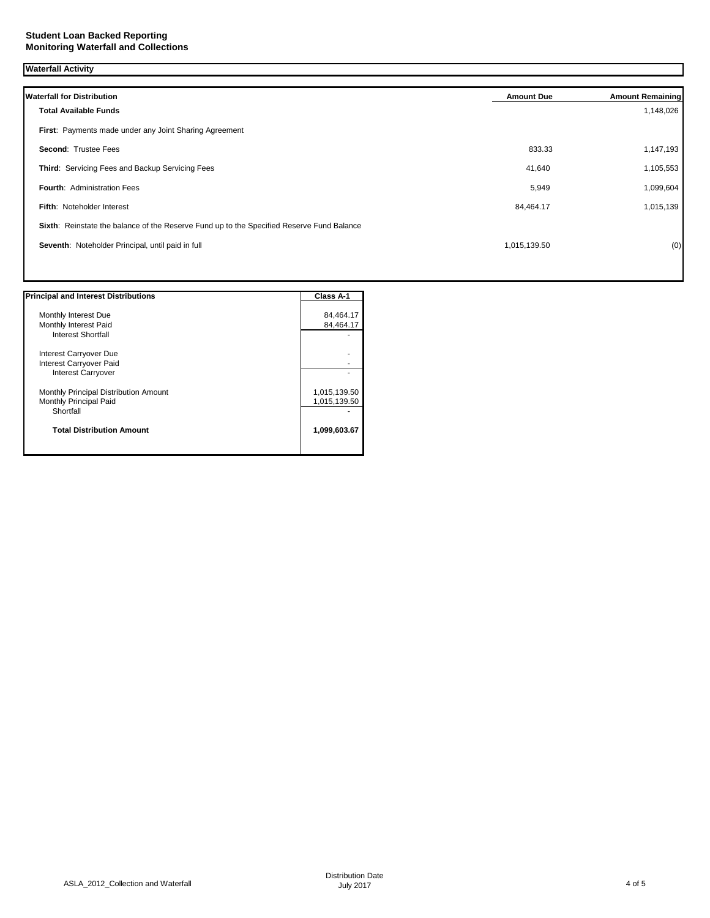**Student Loan Backed Reporting**
**Monitoring Waterfall and Collections**

**Waterfall Activity**

| Waterfall for Distribution | Amount Due | Amount Remaining |
|---|---|---|
| **Total Available Funds** | | 1,148,026 |
| **First**: Payments made under any Joint Sharing Agreement | | |
| **Second**: Trustee Fees | 833.33 | 1,147,193 |
| **Third**: Servicing Fees and Backup Servicing Fees | 41,640 | 1,105,553 |
| **Fourth**: Administration Fees | 5,949 | 1,099,604 |
| **Fifth**: Noteholder Interest | 84,464.17 | 1,015,139 |
| **Sixth**: Reinstate the balance of the Reserve Fund up to the Specified Reserve Fund Balance | | |
| **Seventh**: Noteholder Principal, until paid in full | 1,015,139.50 | (0) |

| Principal and Interest Distributions | Class A-1 |
|---|---|
| Monthly Interest Due | 84,464.17 |
| Monthly Interest Paid | 84,464.17 |
| Interest Shortfall | - |
| Interest Carryover Due | - |
| Interest Carryover Paid | - |
| Interest Carryover | - |
| Monthly Principal Distribution Amount | 1,015,139.50 |
| Monthly Principal Paid | 1,015,139.50 |
| Shortfall | - |
| **Total Distribution Amount** | **1,099,603.67** |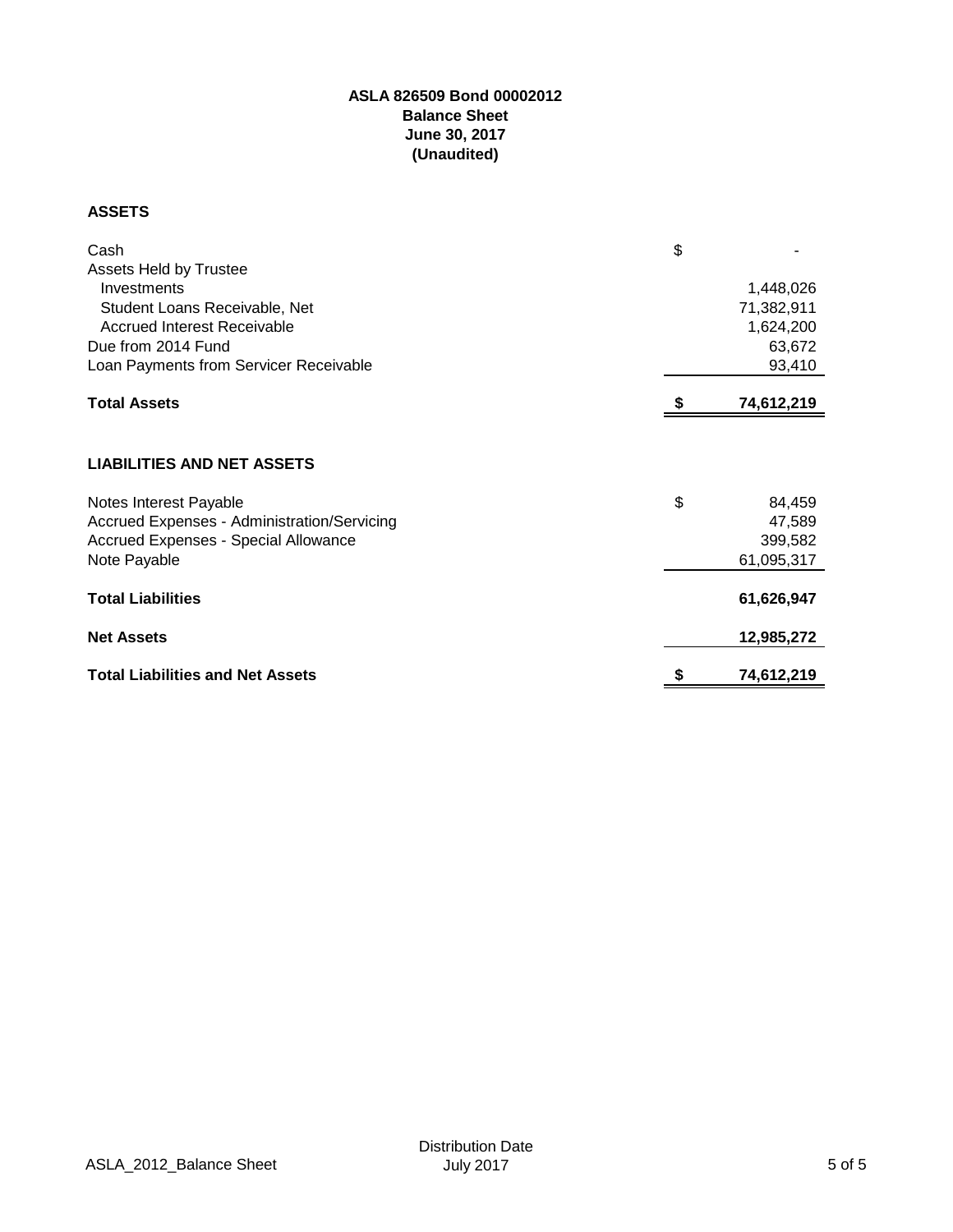**ASLA 826509 Bond 00002012**
**Balance Sheet**
**June 30, 2017**
**(Unaudited)**

**ASSETS**

| | | |
|---|---|---|
| Cash | $ | - |
| Assets Held by Trustee | | |
| Investments | | 1,448,026 |
| Student Loans Receivable, Net | | 71,382,911 |
| Accrued Interest Receivable | | 1,624,200 |
| Due from 2014 Fund | | 63,672 |
| Loan Payments from Servicer Receivable | | 93,410 |
| **Total Assets** | **$** | **74,612,219** |

**LIABILITIES AND NET ASSETS**

| | | |
|---|---|---|
| Notes Interest Payable | $ | 84,459 |
| Accrued Expenses - Administration/Servicing | | 47,589 |
| Accrued Expenses - Special Allowance | | 399,582 |
| Note Payable | | 61,095,317 |
| **Total Liabilities** | | **61,626,947** |
| **Net Assets** | | **12,985,272** |
| **Total Liabilities and Net Assets** | **$** | **74,612,219** |

ASLA_2012_Balance Sheet

Distribution Date
July 2017